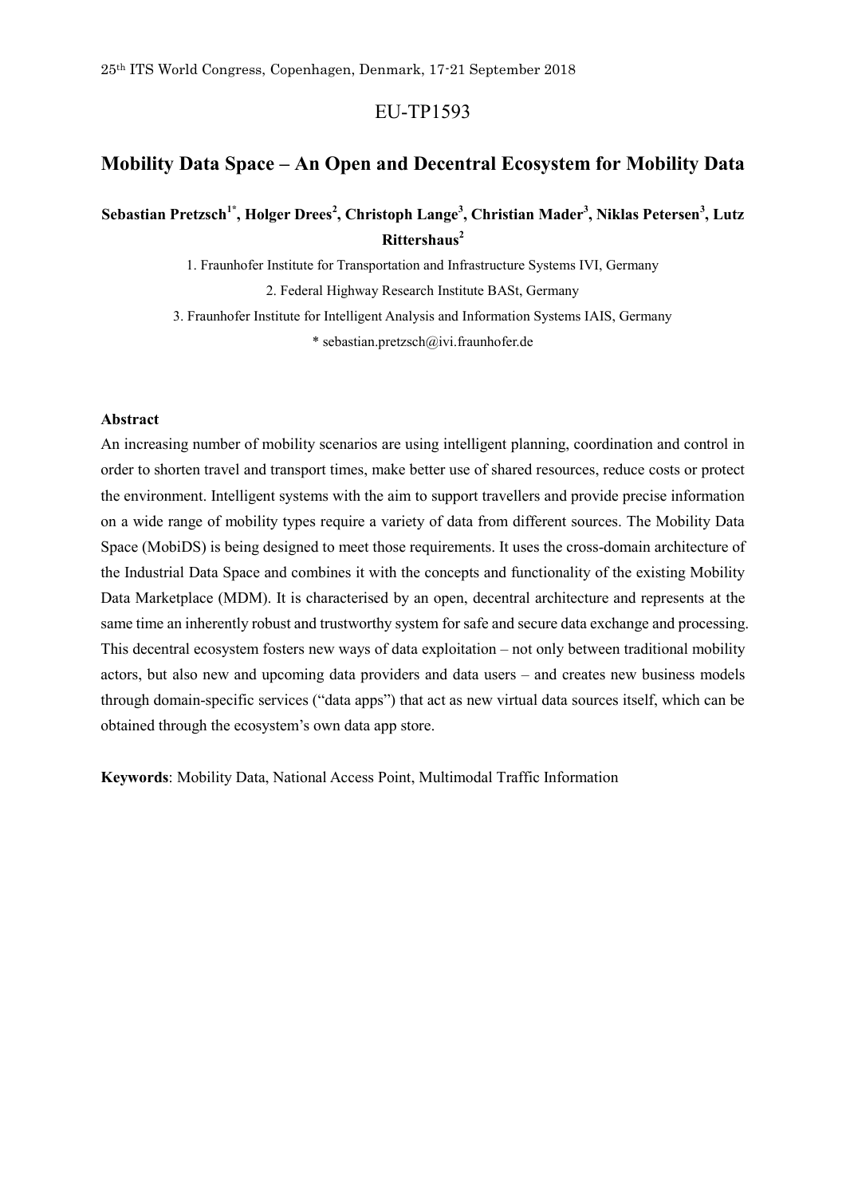25th ITS World Congress, Copenhagen, Denmark, 17-21 September 2018

EU-TP1593

# Mobility Data Space – An Open and Decentral Ecosystem for Mobility Data

**Sebastian Pretzsch[1*], Holger Drees[2], Christoph Lange[3], Christian Mader[3], Niklas Petersen[3], Lutz Rittershaus[2]**

1. Fraunhofer Institute for Transportation and Infrastructure Systems IVI, Germany
2. Federal Highway Research Institute BASt, Germany
3. Fraunhofer Institute for Intelligent Analysis and Information Systems IAIS, Germany

\* sebastian.pretzsch@ivi.fraunhofer.de

## Abstract

An increasing number of mobility scenarios are using intelligent planning, coordination and control in order to shorten travel and transport times, make better use of shared resources, reduce costs or protect the environment. Intelligent systems with the aim to support travellers and provide precise information on a wide range of mobility types require a variety of data from different sources. The Mobility Data Space (MobiDS) is being designed to meet those requirements. It uses the cross-domain architecture of the Industrial Data Space and combines it with the concepts and functionality of the existing Mobility Data Marketplace (MDM). It is characterised by an open, decentral architecture and represents at the same time an inherently robust and trustworthy system for safe and secure data exchange and processing. This decentral ecosystem fosters new ways of data exploitation – not only between traditional mobility actors, but also new and upcoming data providers and data users – and creates new business models through domain-specific services ("data apps") that act as new virtual data sources itself, which can be obtained through the ecosystem's own data app store.

**Keywords**: Mobility Data, National Access Point, Multimodal Traffic Information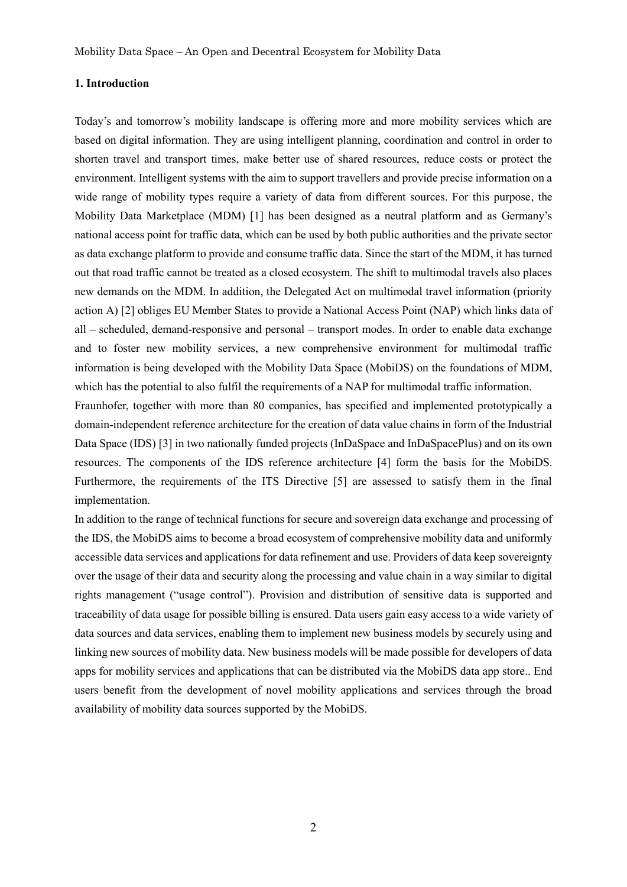## 1. Introduction

Today's and tomorrow's mobility landscape is offering more and more mobility services which are based on digital information. They are using intelligent planning, coordination and control in order to shorten travel and transport times, make better use of shared resources, reduce costs or protect the environment. Intelligent systems with the aim to support travellers and provide precise information on a wide range of mobility types require a variety of data from different sources. For this purpose, the Mobility Data Marketplace (MDM) [1] has been designed as a neutral platform and as Germany's national access point for traffic data, which can be used by both public authorities and the private sector as data exchange platform to provide and consume traffic data. Since the start of the MDM, it has turned out that road traffic cannot be treated as a closed ecosystem. The shift to multimodal travels also places new demands on the MDM. In addition, the Delegated Act on multimodal travel information (priority action A) [2] obliges EU Member States to provide a National Access Point (NAP) which links data of all – scheduled, demand-responsive and personal – transport modes. In order to enable data exchange and to foster new mobility services, a new comprehensive environment for multimodal traffic information is being developed with the Mobility Data Space (MobiDS) on the foundations of MDM, which has the potential to also fulfil the requirements of a NAP for multimodal traffic information.

Fraunhofer, together with more than 80 companies, has specified and implemented prototypically a domain-independent reference architecture for the creation of data value chains in form of the Industrial Data Space (IDS) [3] in two nationally funded projects (InDaSpace and InDaSpacePlus) and on its own resources. The components of the IDS reference architecture [4] form the basis for the MobiDS. Furthermore, the requirements of the ITS Directive [5] are assessed to satisfy them in the final implementation.

In addition to the range of technical functions for secure and sovereign data exchange and processing of the IDS, the MobiDS aims to become a broad ecosystem of comprehensive mobility data and uniformly accessible data services and applications for data refinement and use. Providers of data keep sovereignty over the usage of their data and security along the processing and value chain in a way similar to digital rights management ("usage control"). Provision and distribution of sensitive data is supported and traceability of data usage for possible billing is ensured. Data users gain easy access to a wide variety of data sources and data services, enabling them to implement new business models by securely using and linking new sources of mobility data. New business models will be made possible for developers of data apps for mobility services and applications that can be distributed via the MobiDS data app store.. End users benefit from the development of novel mobility applications and services through the broad availability of mobility data sources supported by the MobiDS.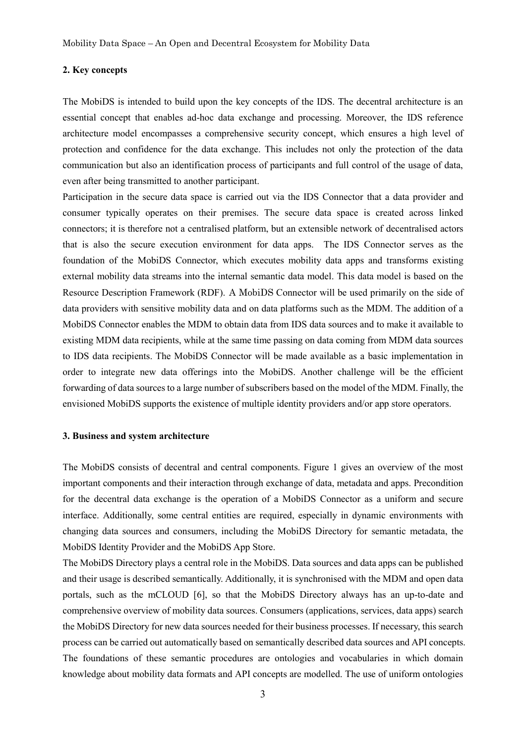## 2. Key concepts

The MobiDS is intended to build upon the key concepts of the IDS. The decentral architecture is an essential concept that enables ad-hoc data exchange and processing. Moreover, the IDS reference architecture model encompasses a comprehensive security concept, which ensures a high level of protection and confidence for the data exchange. This includes not only the protection of the data communication but also an identification process of participants and full control of the usage of data, even after being transmitted to another participant.

Participation in the secure data space is carried out via the IDS Connector that a data provider and consumer typically operates on their premises. The secure data space is created across linked connectors; it is therefore not a centralised platform, but an extensible network of decentralised actors that is also the secure execution environment for data apps. The IDS Connector serves as the foundation of the MobiDS Connector, which executes mobility data apps and transforms existing external mobility data streams into the internal semantic data model. This data model is based on the Resource Description Framework (RDF). A MobiDS Connector will be used primarily on the side of data providers with sensitive mobility data and on data platforms such as the MDM. The addition of a MobiDS Connector enables the MDM to obtain data from IDS data sources and to make it available to existing MDM data recipients, while at the same time passing on data coming from MDM data sources to IDS data recipients. The MobiDS Connector will be made available as a basic implementation in order to integrate new data offerings into the MobiDS. Another challenge will be the efficient forwarding of data sources to a large number of subscribers based on the model of the MDM. Finally, the envisioned MobiDS supports the existence of multiple identity providers and/or app store operators.

## 3. Business and system architecture

The MobiDS consists of decentral and central components. Figure 1 gives an overview of the most important components and their interaction through exchange of data, metadata and apps. Precondition for the decentral data exchange is the operation of a MobiDS Connector as a uniform and secure interface. Additionally, some central entities are required, especially in dynamic environments with changing data sources and consumers, including the MobiDS Directory for semantic metadata, the MobiDS Identity Provider and the MobiDS App Store.

The MobiDS Directory plays a central role in the MobiDS. Data sources and data apps can be published and their usage is described semantically. Additionally, it is synchronised with the MDM and open data portals, such as the mCLOUD [6], so that the MobiDS Directory always has an up-to-date and comprehensive overview of mobility data sources. Consumers (applications, services, data apps) search the MobiDS Directory for new data sources needed for their business processes. If necessary, this search process can be carried out automatically based on semantically described data sources and API concepts. The foundations of these semantic procedures are ontologies and vocabularies in which domain knowledge about mobility data formats and API concepts are modelled. The use of uniform ontologies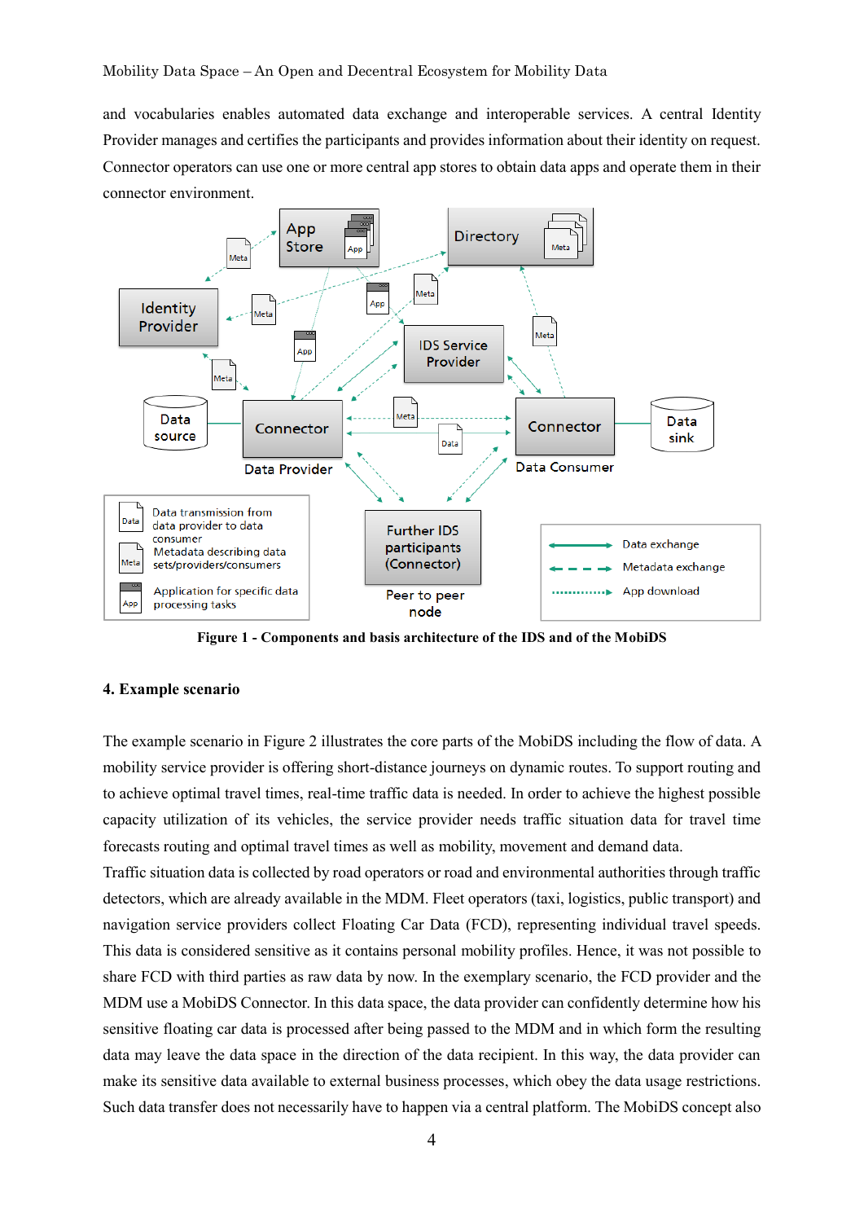and vocabularies enables automated data exchange and interoperable services. A central Identity Provider manages and certifies the participants and provides information about their identity on request. Connector operators can use one or more central app stores to obtain data apps and operate them in their connector environment.

**Figure 1 - Components and basis architecture of the IDS and of the MobiDS**

## 4. Example scenario

The example scenario in Figure 2 illustrates the core parts of the MobiDS including the flow of data. A mobility service provider is offering short-distance journeys on dynamic routes. To support routing and to achieve optimal travel times, real-time traffic data is needed. In order to achieve the highest possible capacity utilization of its vehicles, the service provider needs traffic situation data for travel time forecasts routing and optimal travel times as well as mobility, movement and demand data.
Traffic situation data is collected by road operators or road and environmental authorities through traffic detectors, which are already available in the MDM. Fleet operators (taxi, logistics, public transport) and navigation service providers collect Floating Car Data (FCD), representing individual travel speeds. This data is considered sensitive as it contains personal mobility profiles. Hence, it was not possible to share FCD with third parties as raw data by now. In the exemplary scenario, the FCD provider and the MDM use a MobiDS Connector. In this data space, the data provider can confidently determine how his sensitive floating car data is processed after being passed to the MDM and in which form the resulting data may leave the data space in the direction of the data recipient. In this way, the data provider can make its sensitive data available to external business processes, which obey the data usage restrictions. Such data transfer does not necessarily have to happen via a central platform. The MobiDS concept also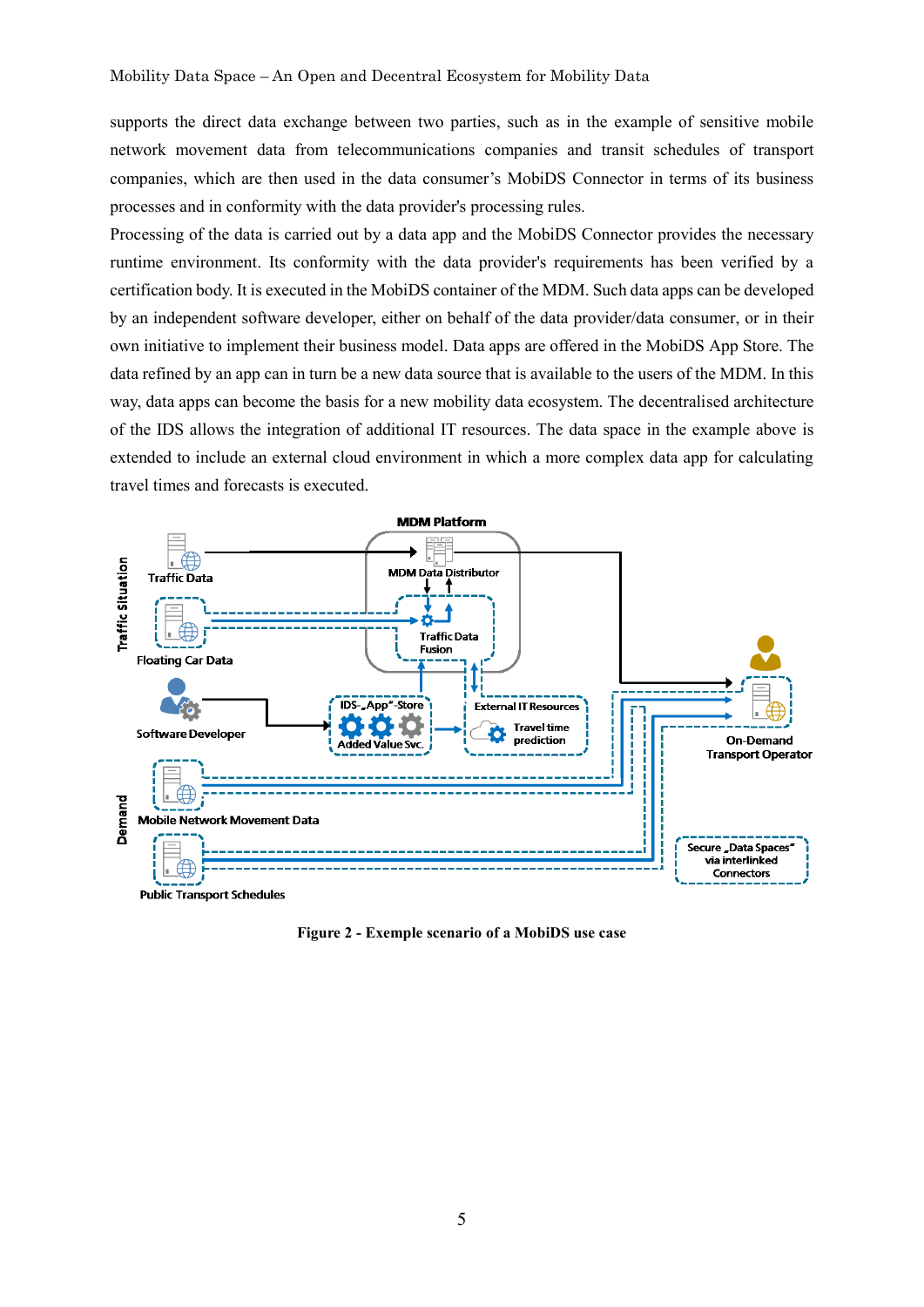supports the direct data exchange between two parties, such as in the example of sensitive mobile network movement data from telecommunications companies and transit schedules of transport companies, which are then used in the data consumer's MobiDS Connector in terms of its business processes and in conformity with the data provider's processing rules.

Processing of the data is carried out by a data app and the MobiDS Connector provides the necessary runtime environment. Its conformity with the data provider's requirements has been verified by a certification body. It is executed in the MobiDS container of the MDM. Such data apps can be developed by an independent software developer, either on behalf of the data provider/data consumer, or in their own initiative to implement their business model. Data apps are offered in the MobiDS App Store. The data refined by an app can in turn be a new data source that is available to the users of the MDM. In this way, data apps can become the basis for a new mobility data ecosystem. The decentralised architecture of the IDS allows the integration of additional IT resources. The data space in the example above is extended to include an external cloud environment in which a more complex data app for calculating travel times and forecasts is executed.

**Figure 2 - Exemple scenario of a MobiDS use case**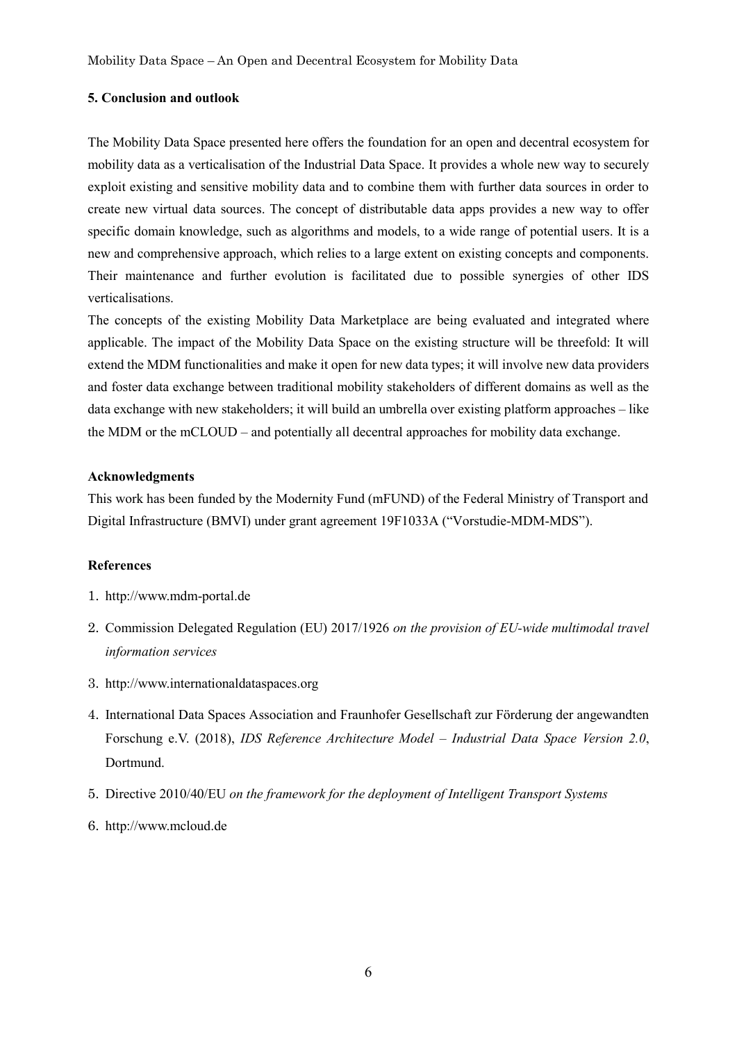## 5. Conclusion and outlook

The Mobility Data Space presented here offers the foundation for an open and decentral ecosystem for mobility data as a verticalisation of the Industrial Data Space. It provides a whole new way to securely exploit existing and sensitive mobility data and to combine them with further data sources in order to create new virtual data sources. The concept of distributable data apps provides a new way to offer specific domain knowledge, such as algorithms and models, to a wide range of potential users. It is a new and comprehensive approach, which relies to a large extent on existing concepts and components. Their maintenance and further evolution is facilitated due to possible synergies of other IDS verticalisations.

The concepts of the existing Mobility Data Marketplace are being evaluated and integrated where applicable. The impact of the Mobility Data Space on the existing structure will be threefold: It will extend the MDM functionalities and make it open for new data types; it will involve new data providers and foster data exchange between traditional mobility stakeholders of different domains as well as the data exchange with new stakeholders; it will build an umbrella over existing platform approaches – like the MDM or the mCLOUD – and potentially all decentral approaches for mobility data exchange.

### Acknowledgments

This work has been funded by the Modernity Fund (mFUND) of the Federal Ministry of Transport and Digital Infrastructure (BMVI) under grant agreement 19F1033A ("Vorstudie-MDM-MDS").

### References

1. http://www.mdm-portal.de
2. Commission Delegated Regulation (EU) 2017/1926 *on the provision of EU-wide multimodal travel information services*
3. http://www.internationaldataspaces.org
4. International Data Spaces Association and Fraunhofer Gesellschaft zur Förderung der angewandten Forschung e.V. (2018), *IDS Reference Architecture Model – Industrial Data Space Version 2.0*, Dortmund.
5. Directive 2010/40/EU *on the framework for the deployment of Intelligent Transport Systems*
6. http://www.mcloud.de